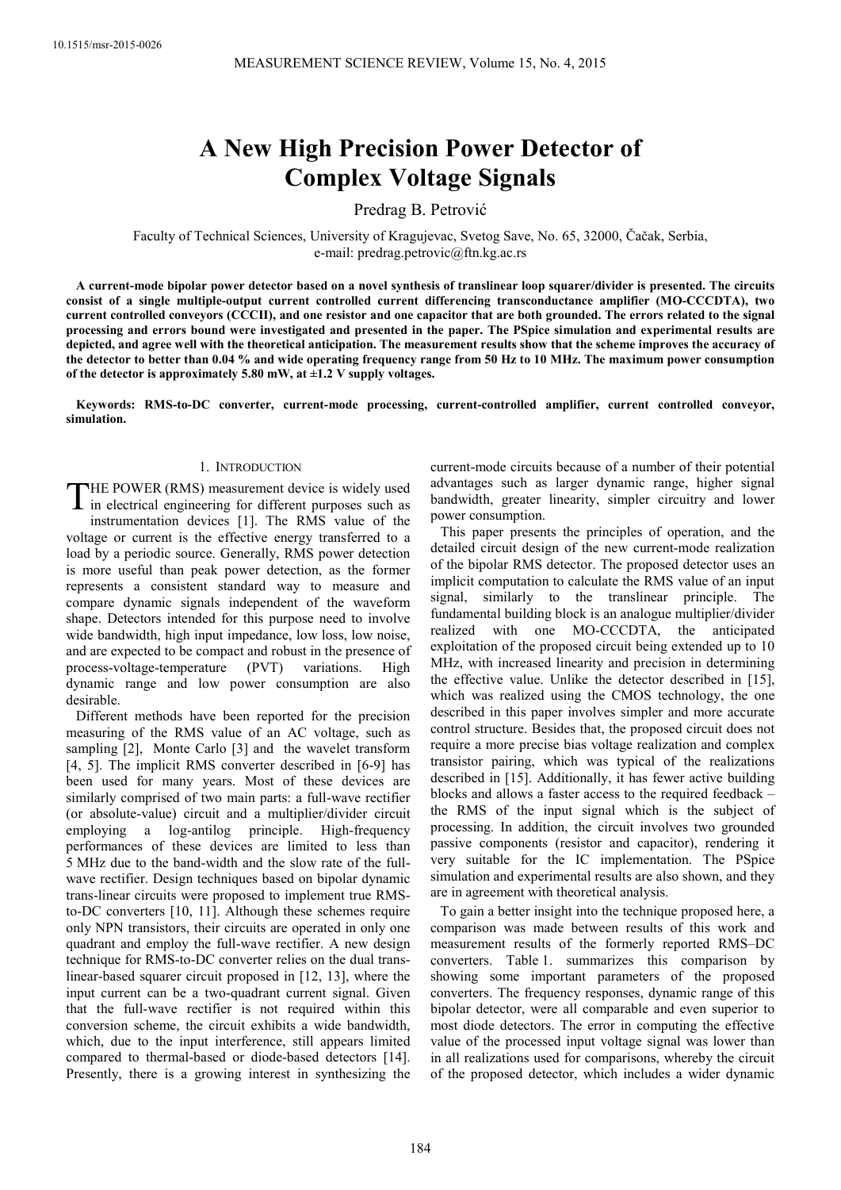# A New High Precision Power Detector of Complex Voltage Signals

Predrag B. Petrović

Faculty of Technical Sciences, University of Kragujevac, Svetog Save, No. 65, 32000, Čačak, Serbia, e-mail: predrag.petrovic@ftn.kg.ac.rs

**A current-mode bipolar power detector based on a novel synthesis of translinear loop squarer/divider is presented. The circuits consist of a single multiple-output current controlled current differencing transconductance amplifier (MO-CCCDTA), two current controlled conveyors (CCCII), and one resistor and one capacitor that are both grounded. The errors related to the signal processing and errors bound were investigated and presented in the paper. The PSpice simulation and experimental results are depicted, and agree well with the theoretical anticipation. The measurement results show that the scheme improves the accuracy of the detector to better than 0.04 % and wide operating frequency range from 50 Hz to 10 MHz. The maximum power consumption of the detector is approximately 5.80 mW, at ±1.2 V supply voltages.**

**Keywords: RMS-to-DC converter, current-mode processing, current-controlled amplifier, current controlled conveyor, simulation.**

## 1. Introduction

The POWER (RMS) measurement device is widely used in electrical engineering for different purposes such as instrumentation devices [1]. The RMS value of the voltage or current is the effective energy transferred to a load by a periodic source. Generally, RMS power detection is more useful than peak power detection, as the former represents a consistent standard way to measure and compare dynamic signals independent of the waveform shape. Detectors intended for this purpose need to involve wide bandwidth, high input impedance, low loss, low noise, and are expected to be compact and robust in the presence of process-voltage-temperature (PVT) variations. High dynamic range and low power consumption are also desirable.

Different methods have been reported for the precision measuring of the RMS value of an AC voltage, such as sampling [2], Monte Carlo [3] and the wavelet transform [4, 5]. The implicit RMS converter described in [6-9] has been used for many years. Most of these devices are similarly comprised of two main parts: a full-wave rectifier (or absolute-value) circuit and a multiplier/divider circuit employing a log-antilog principle. High-frequency performances of these devices are limited to less than 5 MHz due to the band-width and the slow rate of the full-wave rectifier. Design techniques based on bipolar dynamic trans-linear circuits were proposed to implement true RMS-to-DC converters [10, 11]. Although these schemes require only NPN transistors, their circuits are operated in only one quadrant and employ the full-wave rectifier. A new design technique for RMS-to-DC converter relies on the dual trans-linear-based squarer circuit proposed in [12, 13], where the input current can be a two-quadrant current signal. Given that the full-wave rectifier is not required within this conversion scheme, the circuit exhibits a wide bandwidth, which, due to the input interference, still appears limited compared to thermal-based or diode-based detectors [14]. Presently, there is a growing interest in synthesizing the current-mode circuits because of a number of their potential advantages such as larger dynamic range, higher signal bandwidth, greater linearity, simpler circuitry and lower power consumption.

This paper presents the principles of operation, and the detailed circuit design of the new current-mode realization of the bipolar RMS detector. The proposed detector uses an implicit computation to calculate the RMS value of an input signal, similarly to the translinear principle. The fundamental building block is an analogue multiplier/divider realized with one MO-CCCDTA, the anticipated exploitation of the proposed circuit being extended up to 10 MHz, with increased linearity and precision in determining the effective value. Unlike the detector described in [15], which was realized using the CMOS technology, the one described in this paper involves simpler and more accurate control structure. Besides that, the proposed circuit does not require a more precise bias voltage realization and complex transistor pairing, which was typical of the realizations described in [15]. Additionally, it has fewer active building blocks and allows a faster access to the required feedback – the RMS of the input signal which is the subject of processing. In addition, the circuit involves two grounded passive components (resistor and capacitor), rendering it very suitable for the IC implementation. The PSpice simulation and experimental results are also shown, and they are in agreement with theoretical analysis.

To gain a better insight into the technique proposed here, a comparison was made between results of this work and measurement results of the formerly reported RMS–DC converters. Table 1. summarizes this comparison by showing some important parameters of the proposed converters. The frequency responses, dynamic range of this bipolar detector, were all comparable and even superior to most diode detectors. The error in computing the effective value of the processed input voltage signal was lower than in all realizations used for comparisons, whereby the circuit of the proposed detector, which includes a wider dynamic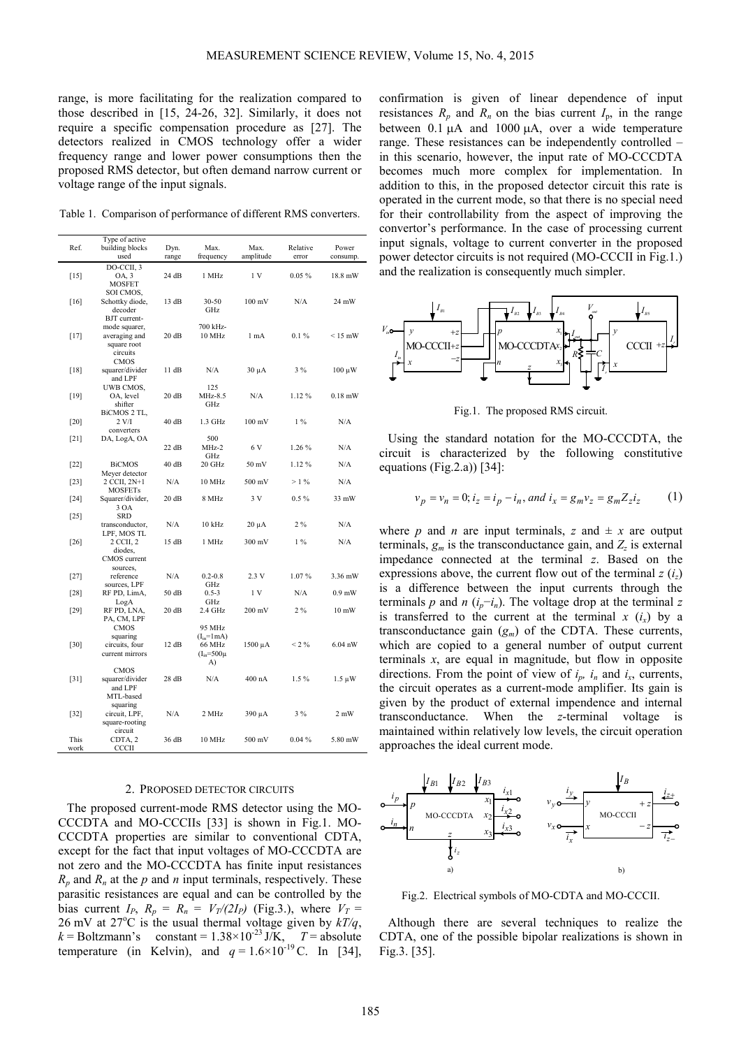range, is more facilitating for the realization compared to those described in [15, 24-26, 32]. Similarly, it does not require a specific compensation procedure as [27]. The detectors realized in CMOS technology offer a wider frequency range and lower power consumptions then the proposed RMS detector, but often demand narrow current or voltage range of the input signals.

Table 1. Comparison of performance of different RMS converters.

| Ref. | Type of active building blocks used | Dyn. range | Max. frequency | Max. amplitude | Relative error | Power consump. |
|---|---|---|---|---|---|---|
| [15] | DO-CCII, 3 OA, 3 MOSFET | 24 dB | 1 MHz | 1 V | 0.05 % | 18.8 mW |
| [16] | SOI CMOS, Schottky diode, decoder | 13 dB | 30-50 GHz | 100 mV | N/A | 24 mW |
| [17] | BJT current-mode squarer, averaging and square root circuits | 20 dB | 700 kHz-10 MHz | 1 mA | 0.1 % | < 15 mW |
| [18] | CMOS squarer/divider and LPF | 11 dB | N/A | 30 μA | 3 % | 100 μW |
| [19] | UWB CMOS, OA, level shifter | 20 dB | 125 MHz-8.5 GHz | N/A | 1.12 % | 0.18 mW |
| [20] | BiCMOS 2 TL, 2 V/I converters | 40 dB | 1.3 GHz | 100 mV | 1 % | N/A |
| [21] | DA, LogA, OA | 22 dB | 500 MHz-2 GHz | 6 V | 1.26 % | N/A |
| [22] | BiCMOS | 40 dB | 20 GHz | 50 mV | 1.12 % | N/A |
| [23] | Meyer detector 2 CCII, 2N+1 MOSFETs | N/A | 10 MHz | 500 mV | > 1 % | N/A |
| [24] | Squarer/divider, 3 OA | 20 dB | 8 MHz | 3 V | 0.5 % | 33 mW |
| [25] | SRD transconductor, LPF, MOS TL | N/A | 10 kHz | 20 μA | 2 % | N/A |
| [26] | 2 CCII, 2 diodes, | 15 dB | 1 MHz | 300 mV | 1 % | N/A |
| [27] | CMOS current sources, reference sources, LPF | N/A | 0.2-0.8 GHz | 2.3 V | 1.07 % | 3.36 mW |
| [28] | RF PD, LimA, LogA | 50 dB | 0.5-3 GHz | 1 V | N/A | 0.9 mW |
| [29] | RF PD, LNA, PA, CM, LPF | 20 dB | 2.4 GHz | 200 mV | 2 % | 10 mW |
| [30] | CMOS squaring circuits, four current mirrors | 12 dB | 95 MHz ($I_{in}$=1mA) 66 MHz ($I_{in}$=500μA) | 1500 μA | < 2 % | 6.04 nW |
| [31] | CMOS squarer/divider and LPF | 28 dB | N/A | 400 nA | 1.5 % | 1.5 μW |
| [32] | MTL-based squaring circuit, LPF, square-rooting circuit | N/A | 2 MHz | 390 μA | 3 % | 2 mW |
| This work | CDTA, 2 CCCII | 36 dB | 10 MHz | 500 mV | 0.04 % | 5.80 mW |

## 2. Proposed detector circuits

The proposed current-mode RMS detector using the MO-CCCDTA and MO-CCCIIs [33] is shown in Fig.1. MO-CCCDTA properties are similar to conventional CDTA, except for the fact that input voltages of MO-CCCDTA are not zero and the MO-CCCDTA has finite input resistances $R_p$ and $R_n$ at the $p$ and $n$ input terminals, respectively. These parasitic resistances are equal and can be controlled by the bias current $I_P$, $R_p = R_n = V_T/(2I_P)$ (Fig.3.), where $V_T$ = 26 mV at 27°C is the usual thermal voltage given by $kT/q$, $k$ = Boltzmann's constant = $1.38\times10^{-23}$ J/K, $T$ = absolute temperature (in Kelvin), and $q = 1.6\times10^{-19}$ C. In [34], confirmation is given of linear dependence of input resistances $R_p$ and $R_n$ on the bias current $I_p$, in the range between 0.1 μA and 1000 μA, over a wide temperature range. These resistances can be independently controlled – in this scenario, however, the input rate of MO-CCCDTA becomes much more complex for implementation. In addition to this, in the proposed detector circuit this rate is operated in the current mode, so that there is no special need for their controllability from the aspect of improving the convertor's performance. In the case of processing current input signals, voltage to current converter in the proposed power detector circuits is not required (MO-CCCII in Fig.1.) and the realization is consequently much simpler.

Fig.1. The proposed RMS circuit.

Using the standard notation for the MO-CCCDTA, the circuit is characterized by the following constitutive equations (Fig.2.a)) [34]:

$$v_p = v_n = 0; i_z = i_p - i_n, \textit{and } i_x = g_m v_z = g_m Z_z i_z \tag{1}$$

where $p$ and $n$ are input terminals, $z$ and $\pm$ $x$ are output terminals, $g_m$ is the transconductance gain, and $Z_z$ is external impedance connected at the terminal $z$. Based on the expressions above, the current flow out of the terminal $z$ ($i_z$) is a difference between the input currents through the terminals $p$ and $n$ ($i_p - i_n$). The voltage drop at the terminal $z$ is transferred to the current at the terminal $x$ ($i_x$) by a transconductance gain ($g_m$) of the CDTA. These currents, which are copied to a general number of output current terminals $x$, are equal in magnitude, but flow in opposite directions. From the point of view of $i_p$, $i_n$ and $i_x$, currents, the circuit operates as a current-mode amplifier. Its gain is given by the product of external impendence and internal transconductance. When the $z$-terminal voltage is maintained within relatively low levels, the circuit operation approaches the ideal current mode.

Fig.2. Electrical symbols of MO-CDTA and MO-CCCII.

Although there are several techniques to realize the CDTA, one of the possible bipolar realizations is shown in Fig.3. [35].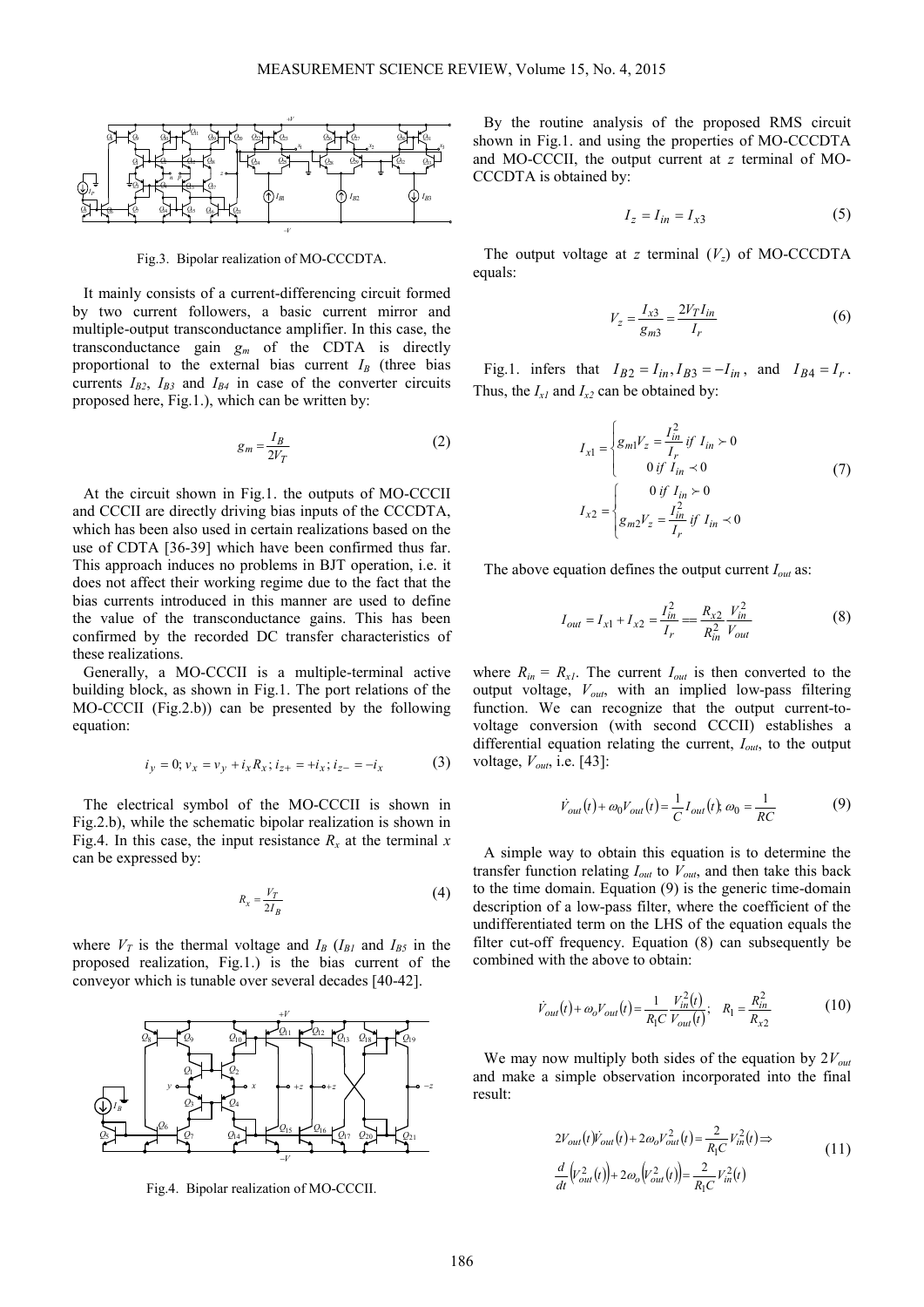Fig.3. Bipolar realization of MO-CCCDTA.

It mainly consists of a current-differencing circuit formed by two current followers, a basic current mirror and multiple-output transconductance amplifier. In this case, the transconductance gain $g_m$ of the CDTA is directly proportional to the external bias current $I_B$ (three bias currents $I_{B2}$, $I_{B3}$ and $I_{B4}$ in case of the converter circuits proposed here, Fig.1.), which can be written by:

$$g_m = \frac{I_B}{2V_T} \tag{2}$$

At the circuit shown in Fig.1. the outputs of MO-CCCII and CCCII are directly driving bias inputs of the CCCDTA, which has been also used in certain realizations based on the use of CDTA [36-39] which have been confirmed thus far. This approach induces no problems in BJT operation, i.e. it does not affect their working regime due to the fact that the bias currents introduced in this manner are used to define the value of the transconductance gains. This has been confirmed by the recorded DC transfer characteristics of these realizations.

Generally, a MO-CCCII is a multiple-terminal active building block, as shown in Fig.1. The port relations of the MO-CCCII (Fig.2.b)) can be presented by the following equation:

$$i_y = 0;\ v_x = v_y + i_x R_x;\ i_{z+} = +i_x;\ i_{z-} = -i_x \tag{3}$$

The electrical symbol of the MO-CCCII is shown in Fig.2.b), while the schematic bipolar realization is shown in Fig.4. In this case, the input resistance $R_x$ at the terminal $x$ can be expressed by:

$$R_x = \frac{V_T}{2I_B} \tag{4}$$

where $V_T$ is the thermal voltage and $I_B$ ($I_{B1}$ and $I_{B5}$ in the proposed realization, Fig.1.) is the bias current of the conveyor which is tunable over several decades [40-42].

Fig.4. Bipolar realization of MO-CCCII.

By the routine analysis of the proposed RMS circuit shown in Fig.1. and using the properties of MO-CCCDTA and MO-CCCII, the output current at $z$ terminal of MO-CCCDTA is obtained by:

$$I_z = I_{in} = I_{x3} \tag{5}$$

The output voltage at $z$ terminal ($V_z$) of MO-CCCDTA equals:

$$V_z = \frac{I_{x3}}{g_{m3}} = \frac{2V_T I_{in}}{I_r} \tag{6}$$

Fig.1. infers that $I_{B2} = I_{in}, I_{B3} = -I_{in}$, and $I_{B4} = I_r$. Thus, the $I_{x1}$ and $I_{x2}$ can be obtained by:

$$I_{x1} = \begin{cases} g_{m1}V_z = \dfrac{I_{in}^2}{I_r}\ if\ I_{in} \succ 0 \\ 0\ if\ I_{in} \prec 0 \end{cases}$$
$$I_{x2} = \begin{cases} 0\ if\ I_{in} \succ 0 \\ g_{m2}V_z = \dfrac{I_{in}^2}{I_r}\ if\ I_{in} \prec 0 \end{cases} \tag{7}$$

The above equation defines the output current $I_{out}$ as:

$$I_{out} = I_{x1} + I_{x2} = \frac{I_{in}^2}{I_r} == \frac{R_{x2}}{R_{in}^2}\frac{V_{in}^2}{V_{out}} \tag{8}$$

where $R_{in} = R_{x1}$. The current $I_{out}$ is then converted to the output voltage, $V_{out}$, with an implied low-pass filtering function. We can recognize that the output current-to-voltage conversion (with second CCCII) establishes a differential equation relating the current, $I_{out}$, to the output voltage, $V_{out}$, i.e. [43]:

$$\dot{V}_{out}(t) + \omega_0 V_{out}(t) = \frac{1}{C} I_{out}(t);\ \omega_0 = \frac{1}{RC} \tag{9}$$

A simple way to obtain this equation is to determine the transfer function relating $I_{out}$ to $V_{out}$, and then take this back to the time domain. Equation (9) is the generic time-domain description of a low-pass filter, where the coefficient of the undifferentiated term on the LHS of the equation equals the filter cut-off frequency. Equation (8) can subsequently be combined with the above to obtain:

$$\dot{V}_{out}(t) + \omega_o V_{out}(t) = \frac{1}{R_1 C}\frac{V_{in}^2(t)}{V_{out}(t)};\quad R_1 = \frac{R_{in}^2}{R_{x2}} \tag{10}$$

We may now multiply both sides of the equation by $2V_{out}$ and make a simple observation incorporated into the final result:

$$2V_{out}(t)\dot{V}_{out}(t) + 2\omega_o V_{out}^2(t) = \frac{2}{R_1 C}V_{in}^2(t) \Rightarrow$$
$$\frac{d}{dt}\left(V_{out}^2(t)\right) + 2\omega_o\left(V_{out}^2(t)\right) = \frac{2}{R_1 C}V_{in}^2(t) \tag{11}$$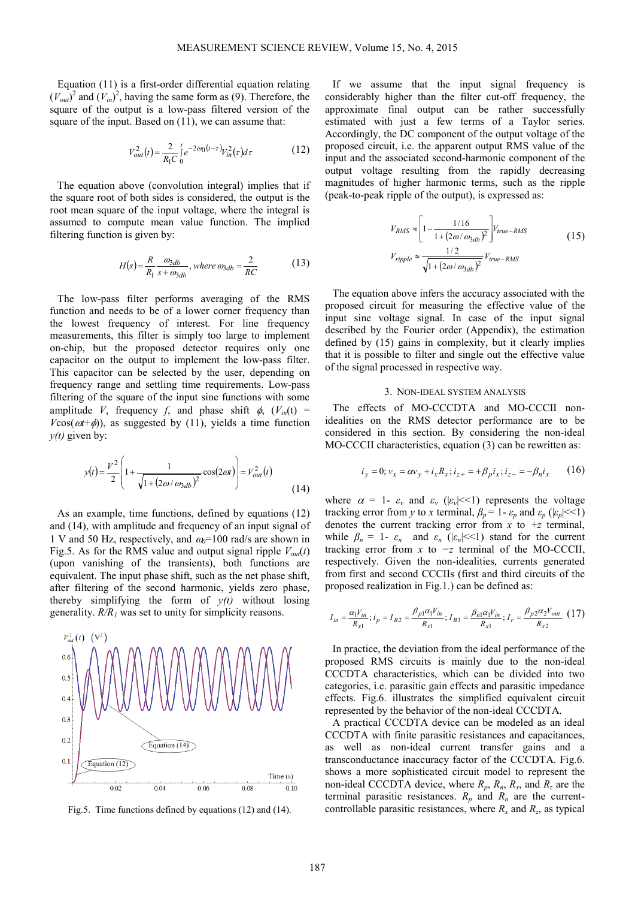Equation (11) is a first-order differential equation relating $(V_{out})^2$ and $(V_{in})^2$, having the same form as (9). Therefore, the square of the output is a low-pass filtered version of the square of the input. Based on (11), we can assume that:

$$V_{out}^2(t) = \frac{2}{R_1 C}\int_0^t e^{-2\omega_0(t-\tau)} V_{in}^2(\tau)d\tau \tag{12}$$

The equation above (convolution integral) implies that if the square root of both sides is considered, the output is the root mean square of the input voltage, where the integral is assumed to compute mean value function. The implied filtering function is given by:

$$H(s) = \frac{R}{R_1}\frac{\omega_{3db}}{s+\omega_{3db}}, \text{ where } \omega_{3db} = \frac{2}{RC} \tag{13}$$

The low-pass filter performs averaging of the RMS function and needs to be of a lower corner frequency than the lowest frequency of interest. For line frequency measurements, this filter is simply too large to implement on-chip, but the proposed detector requires only one capacitor on the output to implement the low-pass filter. This capacitor can be selected by the user, depending on frequency range and settling time requirements. Low-pass filtering of the square of the input sine functions with some amplitude $V$, frequency $f$, and phase shift $\phi$, ($V_{in}(t) = V\cos(\omega t+\phi)$), as suggested by (11), yields a time function $y(t)$ given by:

$$y(t) = \frac{V^2}{2}\left(1+\frac{1}{\sqrt{1+(2\omega/\omega_{3db})^2}}\cos(2\omega t)\right) = V_{out}^2(t) \tag{14}$$

As an example, time functions, defined by equations (12) and (14), with amplitude and frequency of an input signal of 1 V and 50 Hz, respectively, and $\omega_0$=100 rad/s are shown in Fig.5. As for the RMS value and output signal ripple $V_{out}(t)$ (upon vanishing of the transients), both functions are equivalent. The input phase shift, such as the net phase shift, after filtering of the second harmonic, yields zero phase, thereby simplifying the form of $y(t)$ without losing generality. $R/R_1$ was set to unity for simplicity reasons.

Fig.5. Time functions defined by equations (12) and (14).

If we assume that the input signal frequency is considerably higher than the filter cut-off frequency, the approximate final output can be rather successfully estimated with just a few terms of a Taylor series. Accordingly, the DC component of the output voltage of the proposed circuit, i.e. the apparent output RMS value of the input and the associated second-harmonic component of the output voltage resulting from the rapidly decreasing magnitudes of higher harmonic terms, such as the ripple (peak-to-peak ripple of the output), is expressed as:

$$\begin{aligned} V_{RMS} &\approx \left[1-\frac{1/16}{1+(2\omega/\omega_{3db})^2}\right]V_{true-RMS} \\ V_{ripple} &\approx \frac{1/2}{\sqrt{1+(2\omega/\omega_{3db})^2}}V_{true-RMS} \end{aligned} \tag{15}$$

The equation above infers the accuracy associated with the proposed circuit for measuring the effective value of the input sine voltage signal. In case of the input signal described by the Fourier order (Appendix), the estimation defined by (15) gains in complexity, but it clearly implies that it is possible to filter and single out the effective value of the signal processed in respective way.

## 3. Non-ideal system analysis

The effects of MO-CCCDTA and MO-CCCII non-idealities on the RMS detector performance are to be considered in this section. By considering the non-ideal MO-CCCII characteristics, equation (3) can be rewritten as:

$$i_y = 0; v_x = \alpha v_y + i_x R_x; i_{z+} = +\beta_p i_x; i_{z-} = -\beta_n i_x \tag{16}$$

where $\alpha$ = 1- $\varepsilon_v$ and $\varepsilon_v$ ($|\varepsilon_v|$<<1) represents the voltage tracking error from $y$ to $x$ terminal, $\beta_p$ = 1- $\varepsilon_p$ and $\varepsilon_p$ ($|\varepsilon_p|$<<1) denotes the current tracking error from $x$ to $+z$ terminal, while $\beta_n$ = 1- $\varepsilon_n$ and $\varepsilon_n$ ($|\varepsilon_n|$<<1) stand for the current tracking error from $x$ to $-z$ terminal of the MO-CCCII, respectively. Given the non-idealities, currents generated from first and second CCCIIs (first and third circuits of the proposed realization in Fig.1.) can be defined as:

$$I_{in} = \frac{\alpha_1 V_{in}}{R_{x1}}; i_p = I_{B2} = \frac{\beta_{p1}\alpha_1 V_{in}}{R_{x1}}; I_{B3} = \frac{\beta_{n1}\alpha_1 V_{in}}{R_{x1}}; I_r = \frac{\beta_{p2}\alpha_2 V_{out}}{R_{x2}} \tag{17}$$

In practice, the deviation from the ideal performance of the proposed RMS circuits is mainly due to the non-ideal CCCDTA characteristics, which can be divided into two categories, i.e. parasitic gain effects and parasitic impedance effects. Fig.6. illustrates the simplified equivalent circuit represented by the behavior of the non-ideal CCCDTA.

A practical CCCDTA device can be modeled as an ideal CCCDTA with finite parasitic resistances and capacitances, as well as non-ideal current transfer gains and a transconductance inaccuracy factor of the CCCDTA. Fig.6. shows a more sophisticated circuit model to represent the non-ideal CCCDTA device, where $R_p$, $R_n$, $R_x$, and $R_z$ are the terminal parasitic resistances. $R_p$ and $R_n$ are the current-controllable parasitic resistances, where $R_x$ and $R_z$, as typical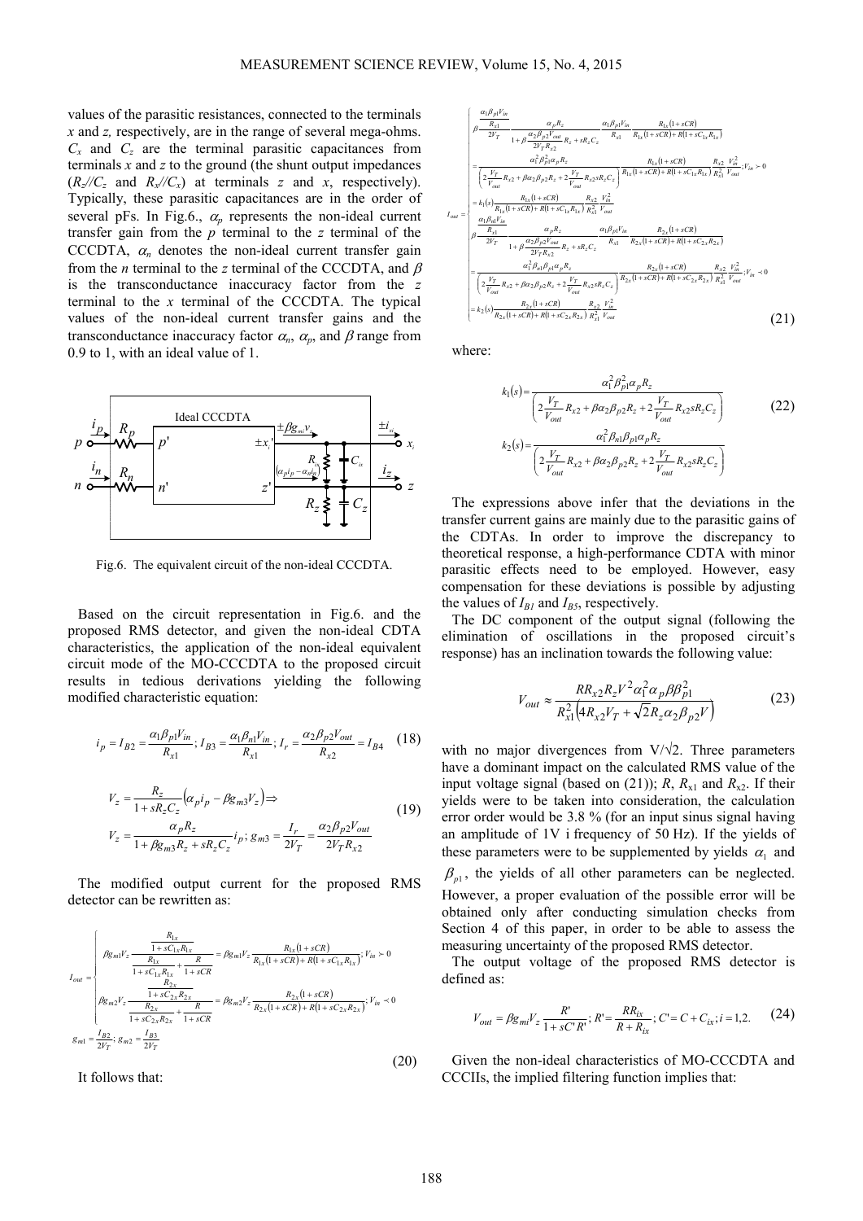values of the parasitic resistances, connected to the terminals $x$ and $z$, respectively, are in the range of several mega-ohms. $C_x$ and $C_z$ are the terminal parasitic capacitances from terminals $x$ and $z$ to the ground (the shunt output impedances ($R_z//C_z$ and $R_x//C_x$) at terminals $z$ and $x$, respectively). Typically, these parasitic capacitances are in the order of several pFs. In Fig.6., $\alpha_p$ represents the non-ideal current transfer gain from the $p$ terminal to the $z$ terminal of the CCCDTA, $\alpha_n$ denotes the non-ideal current transfer gain from the $n$ terminal to the $z$ terminal of the CCCDTA, and $\beta$ is the transconductance inaccuracy factor from the $z$ terminal to the $x$ terminal of the CCCDTA. The typical values of the non-ideal current transfer gains and the transconductance inaccuracy factor $\alpha_n$, $\alpha_p$, and $\beta$ range from 0.9 to 1, with an ideal value of 1.

Fig.6. The equivalent circuit of the non-ideal CCCDTA.

Based on the circuit representation in Fig.6. and the proposed RMS detector, and given the non-ideal CDTA characteristics, the application of the non-ideal equivalent circuit mode of the MO-CCCDTA to the proposed circuit results in tedious derivations yielding the following modified characteristic equation:

$$i_p = I_{B2} = \frac{\alpha_1 \beta_{p1} V_{in}}{R_{x1}};\ I_{B3} = \frac{\alpha_1 \beta_{n1} V_{in}}{R_{x1}};\ I_r = \frac{\alpha_2 \beta_{p2} V_{out}}{R_{x2}} = I_{B4} \tag{18}$$

$$V_z = \frac{R_z}{1 + sR_z C_z}\left(\alpha_p i_p - \beta g_{m3} V_z\right) \Rightarrow$$
$$V_z = \frac{\alpha_p R_z}{1 + \beta g_{m3} R_z + sR_z C_z} i_p;\ g_{m3} = \frac{I_r}{2V_T} = \frac{\alpha_2 \beta_{p2} V_{out}}{2V_T R_{x2}} \tag{19}$$

The modified output current for the proposed RMS detector can be rewritten as:

$$I_{out} = \begin{cases} \beta g_{m1} V_z \dfrac{\frac{R_{1x}}{1 + sC_{1x}R_{1x}}}{\frac{R_{1x}}{1 + sC_{1x}R_{1x}} + \frac{R}{1 + sCR}} = \beta g_{m1} V_z \dfrac{R_{1x}(1 + sCR)}{R_{1x}(1 + sCR) + R(1 + sC_{1x}R_{1x})};\ V_{in} \succ 0 \\ \beta g_{m2} V_z \dfrac{\frac{R_{2x}}{1 + sC_{2x}R_{2x}}}{\frac{R_{2x}}{1 + sC_{2x}R_{2x}} + \frac{R}{1 + sCR}} = \beta g_{m2} V_z \dfrac{R_{2x}(1 + sCR)}{R_{2x}(1 + sCR) + R(1 + sC_{2x}R_{2x})};\ V_{in} \prec 0 \end{cases}$$
$$g_{m1} = \frac{I_{B2}}{2V_T};\ g_{m2} = \frac{I_{B3}}{2V_T} \tag{20}$$

It follows that:

$$I_{out} = \begin{cases} \beta \dfrac{\frac{\alpha_1 \beta_{p1} V_{in}}{R_{x1}}}{2V_T} \dfrac{\alpha_p R_z}{1 + \beta \frac{\alpha_2 \beta_{p2} V_{out}}{2V_T R_{x2}} R_z + sR_z C_z} \dfrac{\alpha_1 \beta_{p1} V_{in}}{R_{x1}} \dfrac{R_{1x}(1 + sCR)}{R_{1x}(1 + sCR) + R(1 + sC_{1x}R_{1x})} \\ = \dfrac{\alpha_1^2 \beta_{p1}^2 \alpha_p R_z}{\left(2\frac{V_T}{V_{out}} R_{x2} + \beta \alpha_2 \beta_{p2} R_z + 2\frac{V_T}{V_{out}} R_{x2} sR_z C_z\right)} \dfrac{R_{1x}(1 + sCR)}{R_{1x}(1 + sCR) + R(1 + sC_{1x}R_{1x})} \dfrac{R_{x2}}{R_{x1}^2} \dfrac{V_{in}^2}{V_{out}};\ V_{in} \succ 0 \\ = k_1(s) \dfrac{R_{1x}(1 + sCR)}{R_{1x}(1 + sCR) + R(1 + sC_{1x}R_{1x})} \dfrac{R_{x2}}{R_{x1}^2} \dfrac{V_{in}^2}{V_{out}} \\ \beta \dfrac{\frac{\alpha_1 \beta_{n1} V_{in}}{R_{x1}}}{2V_T} \dfrac{\alpha_p R_z}{1 + \beta \frac{\alpha_2 \beta_{p2} V_{out}}{2V_T R_{x2}} R_z + sR_z C_z} \dfrac{\alpha_1 \beta_{p1} V_{in}}{R_{x1}} \dfrac{R_{2x}(1 + sCR)}{R_{2x}(1 + sCR) + R(1 + sC_{2x}R_{2x})} \\ = \dfrac{\alpha_1^2 \beta_{n1} \beta_{p1} \alpha_p R_z}{\left(2\frac{V_T}{V_{out}} R_{x2} + \beta \alpha_2 \beta_{p2} R_z + 2\frac{V_T}{V_{out}} R_{x2} sR_z C_z\right)} \dfrac{R_{2x}(1 + sCR)}{R_{2x}(1 + sCR) + R(1 + sC_{2x}R_{2x})} \dfrac{R_{x2}}{R_{x1}^2} \dfrac{V_{in}^2}{V_{out}};\ V_{in} \prec 0 \\ = k_2(s) \dfrac{R_{2x}(1 + sCR)}{R_{2x}(1 + sCR) + R(1 + sC_{2x}R_{2x})} \dfrac{R_{x2}}{R_{x1}^2} \dfrac{V_{in}^2}{V_{out}} \end{cases} \tag{21}$$

where:

$$k_1(s) = \frac{\alpha_1^2 \beta_{p1}^2 \alpha_p R_z}{\left(2\frac{V_T}{V_{out}} R_{x2} + \beta \alpha_2 \beta_{p2} R_z + 2\frac{V_T}{V_{out}} R_{x2} sR_z C_z\right)}$$
$$k_2(s) = \frac{\alpha_1^2 \beta_{n1} \beta_{p1} \alpha_p R_z}{\left(2\frac{V_T}{V_{out}} R_{x2} + \beta \alpha_2 \beta_{p2} R_z + 2\frac{V_T}{V_{out}} R_{x2} sR_z C_z\right)} \tag{22}$$

The expressions above infer that the deviations in the transfer current gains are mainly due to the parasitic gains of the CDTAs. In order to improve the discrepancy to theoretical response, a high-performance CDTA with minor parasitic effects need to be employed. However, easy compensation for these deviations is possible by adjusting the values of $I_{B1}$ and $I_{B5}$, respectively.

The DC component of the output signal (following the elimination of oscillations in the proposed circuit's response) has an inclination towards the following value:

$$V_{out} \approx \frac{R R_{x2} R_z V^2 \alpha_1^2 \alpha_p \beta \beta_{p1}^2}{R_{x1}^2 \left(4R_{x2} V_T + \sqrt{2} R_z \alpha_2 \beta_{p2} V\right)} \tag{23}$$

with no major divergences from V/√2. Three parameters have a dominant impact on the calculated RMS value of the input voltage signal (based on (21)); $R$, $R_{x1}$ and $R_{x2}$. If their yields were to be taken into consideration, the calculation error order would be 3.8 % (for an input sinus signal having an amplitude of 1V i frequency of 50 Hz). If the yields of these parameters were to be supplemented by yields $\alpha_1$ and $\beta_{p1}$, the yields of all other parameters can be neglected. However, a proper evaluation of the possible error will be obtained only after conducting simulation checks from Section 4 of this paper, in order to be able to assess the measuring uncertainty of the proposed RMS detector.

The output voltage of the proposed RMS detector is defined as:

$$V_{out} = \beta g_{mi} V_z \frac{R'}{1 + sC'R'};\ R' = \frac{RR_{ix}}{R + R_{ix}};\ C' = C + C_{ix};\ i = 1,2. \tag{24}$$

Given the non-ideal characteristics of MO-CCCDTA and CCCIIs, the implied filtering function implies that: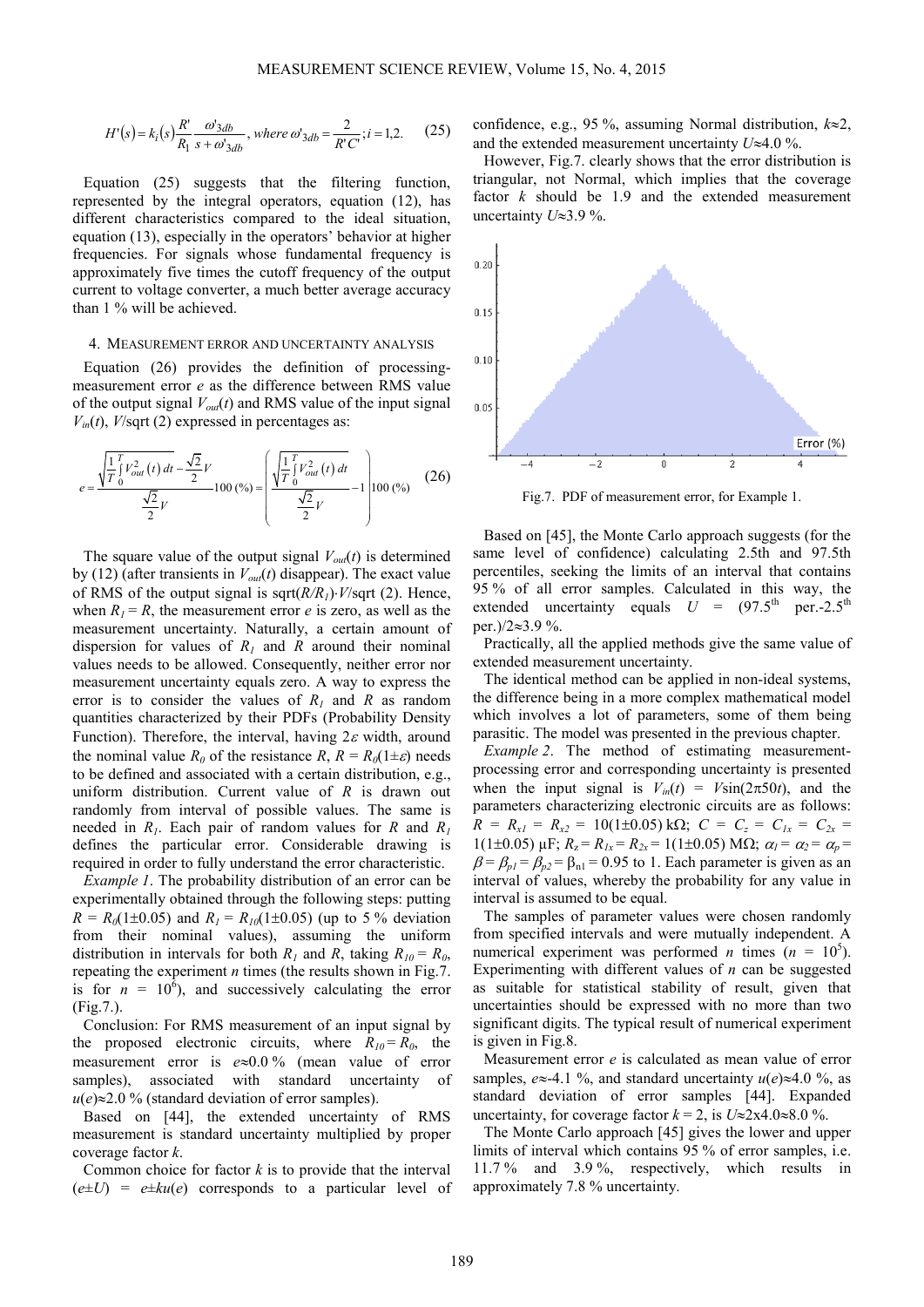$$H'(s) = k_i(s)\frac{R'}{R_1}\frac{\omega'_{3db}}{s+\omega'_{3db}},\ where\ \omega'_{3db} = \frac{2}{R'C'}; i = 1,2. \quad (25)$$

Equation (25) suggests that the filtering function, represented by the integral operators, equation (12), has different characteristics compared to the ideal situation, equation (13), especially in the operators' behavior at higher frequencies. For signals whose fundamental frequency is approximately five times the cutoff frequency of the output current to voltage converter, a much better average accuracy than 1 % will be achieved.

## 4. MEASUREMENT ERROR AND UNCERTAINTY ANALYSIS

Equation (26) provides the definition of processing-measurement error $e$ as the difference between RMS value of the output signal $V_{out}(t)$ and RMS value of the input signal $V_{in}(t)$, $V$/sqrt (2) expressed in percentages as:

$$e = \frac{\sqrt{\frac{1}{T}\int_0^T V_{out}^2(t)\,dt} - \frac{\sqrt{2}}{2}V}{\frac{\sqrt{2}}{2}V}100\ (\%) = \left(\frac{\sqrt{\frac{1}{T}\int_0^T V_{out}^2(t)\,dt}}{\frac{\sqrt{2}}{2}V} - 1\right)100\ (\%) \quad (26)$$

The square value of the output signal $V_{out}(t)$ is determined by (12) (after transients in $V_{out}(t)$ disappear). The exact value of RMS of the output signal is sqrt($R/R_1$)·$V$/sqrt (2). Hence, when $R_1 = R$, the measurement error $e$ is zero, as well as the measurement uncertainty. Naturally, a certain amount of dispersion for values of $R_1$ and $R$ around their nominal values needs to be allowed. Consequently, neither error nor measurement uncertainty equals zero. A way to express the error is to consider the values of $R_1$ and $R$ as random quantities characterized by their PDFs (Probability Density Function). Therefore, the interval, having $2\varepsilon$ width, around the nominal value $R_0$ of the resistance $R$, $R = R_0(1\pm\varepsilon)$ needs to be defined and associated with a certain distribution, e.g., uniform distribution. Current value of $R$ is drawn out randomly from interval of possible values. The same is needed in $R_1$. Each pair of random values for $R$ and $R_1$ defines the particular error. Considerable drawing is required in order to fully understand the error characteristic.

*Example 1*. The probability distribution of an error can be experimentally obtained through the following steps: putting $R = R_0(1\pm0.05)$ and $R_1 = R_{10}(1\pm0.05)$ (up to 5 % deviation from their nominal values), assuming the uniform distribution in intervals for both $R_1$ and $R$, taking $R_{10} = R_0$, repeating the experiment $n$ times (the results shown in Fig.7. is for $n = 10^6$), and successively calculating the error (Fig.7.).

Conclusion: For RMS measurement of an input signal by the proposed electronic circuits, where $R_{10} = R_0$, the measurement error is $e\approx0.0$ % (mean value of error samples), associated with standard uncertainty of $u(e)\approx2.0$ % (standard deviation of error samples).

Based on [44], the extended uncertainty of RMS measurement is standard uncertainty multiplied by proper coverage factor $k$.

Common choice for factor $k$ is to provide that the interval $(e\pm U) = e\pm ku(e)$ corresponds to a particular level of confidence, e.g., 95 %, assuming Normal distribution, $k\approx2$, and the extended measurement uncertainty $U\approx4.0$ %.

However, Fig.7. clearly shows that the error distribution is triangular, not Normal, which implies that the coverage factor $k$ should be 1.9 and the extended measurement uncertainty $U\approx3.9$ %.

Fig.7. PDF of measurement error, for Example 1.

Based on [45], the Monte Carlo approach suggests (for the same level of confidence) calculating 2.5th and 97.5th percentiles, seeking the limits of an interval that contains 95 % of all error samples. Calculated in this way, the extended uncertainty equals $U$ = (97.5[th] per.-2.5[th] per.)/2≈3.9 %.

Practically, all the applied methods give the same value of extended measurement uncertainty.

The identical method can be applied in non-ideal systems, the difference being in a more complex mathematical model which involves a lot of parameters, some of them being parasitic. The model was presented in the previous chapter.

*Example 2*. The method of estimating measurement-processing error and corresponding uncertainty is presented when the input signal is $V_{in}(t) = V\sin(2\pi50t)$, and the parameters characterizing electronic circuits are as follows: $R = R_{x1} = R_{x2} = 10(1\pm0.05)$ kΩ; $C = C_z = C_{1x} = C_{2x} = 1(1\pm0.05)$ μF; $R_z = R_{1x} = R_{2x} = 1(1\pm0.05)$ MΩ; $\alpha_1 = \alpha_2 = \alpha_p = \beta = \beta_{p1} = \beta_{p2} = \beta_{n1} = 0.95$ to 1. Each parameter is given as an interval of values, whereby the probability for any value in interval is assumed to be equal.

The samples of parameter values were chosen randomly from specified intervals and were mutually independent. A numerical experiment was performed $n$ times ($n = 10^5$). Experimenting with different values of $n$ can be suggested as suitable for statistical stability of result, given that uncertainties should be expressed with no more than two significant digits. The typical result of numerical experiment is given in Fig.8.

Measurement error $e$ is calculated as mean value of error samples, $e\approx$-4.1 %, and standard uncertainty $u(e)\approx4.0$ %, as standard deviation of error samples [44]. Expanded uncertainty, for coverage factor $k = 2$, is $U\approx2$x4.0≈8.0 %.

The Monte Carlo approach [45] gives the lower and upper limits of interval which contains 95 % of error samples, i.e. 11.7 % and 3.9 %, respectively, which results in approximately 7.8 % uncertainty.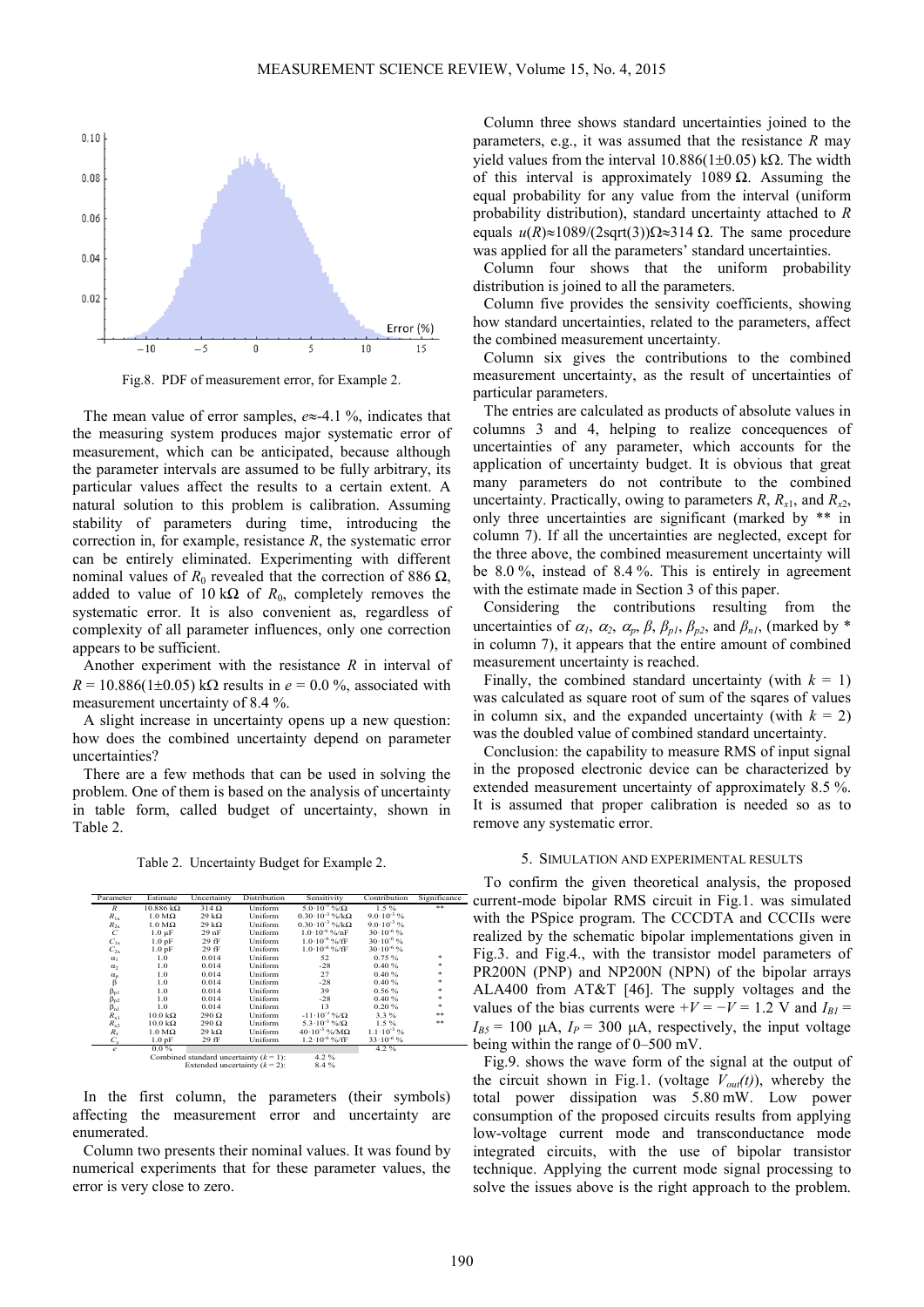Fig.8. PDF of measurement error, for Example 2.

The mean value of error samples, $e \approx -4.1$ %, indicates that the measuring system produces major systematic error of measurement, which can be anticipated, because although the parameter intervals are assumed to be fully arbitrary, its particular values affect the results to a certain extent. A natural solution to this problem is calibration. Assuming stability of parameters during time, introducing the correction in, for example, resistance $R$, the systematic error can be entirely eliminated. Experimenting with different nominal values of $R_0$ revealed that the correction of 886 Ω, added to value of 10 kΩ of $R_0$, completely removes the systematic error. It is also convenient as, regardless of complexity of all parameter influences, only one correction appears to be sufficient.

Another experiment with the resistance $R$ in interval of $R = 10.886(1\pm0.05)$ kΩ results in $e = 0.0$ %, associated with measurement uncertainty of 8.4 %.

A slight increase in uncertainty opens up a new question: how does the combined uncertainty depend on parameter uncertainties?

There are a few methods that can be used in solving the problem. One of them is based on the analysis of uncertainty in table form, called budget of uncertainty, shown in Table 2.

Table 2. Uncertainty Budget for Example 2.

| Parameter | Estimate | Uncertainty | Distribution | Sensitivity | Contribution | Significance |
|---|---|---|---|---|---|---|
| $R$ | 10.886 kΩ | 314 Ω | Uniform | $5.0\cdot10^{-3}$ %/Ω | 1.5 % | ** |
| $R_{1s}$ | 1.0 MΩ | 29 kΩ | Uniform | $0.30\cdot10^{-3}$ %/kΩ | $9.0\cdot10^{-3}$ % | |
| $R_{2s}$ | 1.0 MΩ | 29 kΩ | Uniform | $0.30\cdot10^{-3}$ %/kΩ | $9.0\cdot10^{-3}$ % | |
| $C$ | 1.0 μF | 29 nF | Uniform | $1.0\cdot10^{-6}$ %/nF | $30\cdot10^{-6}$ % | |
| $C_{1s}$ | 1.0 pF | 29 fF | Uniform | $1.0\cdot10^{-6}$ %/fF | $30\cdot10^{-6}$ % | |
| $C_{2s}$ | 1.0 pF | 29 fF | Uniform | $1.0\cdot10^{-6}$ %/fF | $30\cdot10^{-6}$ % | |
| $\alpha_1$ | 1.0 | 0.014 | Uniform | 52 | 0.75 % | * |
| $\alpha_2$ | 1.0 | 0.014 | Uniform | -28 | 0.40 % | * |
| $\alpha_p$ | 1.0 | 0.014 | Uniform | 27 | 0.40 % | * |
| $\beta$ | 1.0 | 0.014 | Uniform | -28 | 0.40 % | * |
| $\beta_{p1}$ | 1.0 | 0.014 | Uniform | 39 | 0.56 % | * |
| $\beta_{p2}$ | 1.0 | 0.014 | Uniform | -28 | 0.40 % | * |
| $\beta_{n1}$ | 1.0 | 0.014 | Uniform | 13 | 0.20 % | * |
| $R_{x1}$ | 10.0 kΩ | 290 Ω | Uniform | $-11\cdot10^{-3}$ %/Ω | 3.3 % | ** |
| $R_{x2}$ | 10.0 kΩ | 290 Ω | Uniform | $5.3\cdot10^{-3}$ %/Ω | 1.5 % | ** |
| $R_s$ | 1.0 MΩ | 29 kΩ | Uniform | $40\cdot10^{-3}$ %/MΩ | $1.1\cdot10^{-3}$ % | |
| $C_s$ | 1.0 pF | 29 fF | Uniform | $1.2\cdot10^{-6}$ %/fF | $33\cdot10^{-6}$ % | |
| $e$ | 0.0 % | | | | 4.2 % | |
| | | Combined standard uncertainty ($k = 1$): | | | 4.2 % | |
| | | Extended uncertainty ($k = 2$): | | | 8.4 % | |

In the first column, the parameters (their symbols) affecting the measurement error and uncertainty are enumerated.

Column two presents their nominal values. It was found by numerical experiments that for these parameter values, the error is very close to zero.

Column three shows standard uncertainties joined to the parameters, e.g., it was assumed that the resistance $R$ may yield values from the interval $10.886(1\pm0.05)$ kΩ. The width of this interval is approximately 1089 Ω. Assuming the equal probability for any value from the interval (uniform probability distribution), standard uncertainty attached to $R$ equals $u(R)\approx1089/(2\text{sqrt}(3))\Omega\approx314$ Ω. The same procedure was applied for all the parameters' standard uncertainties.

Column four shows that the uniform probability distribution is joined to all the parameters.

Column five provides the sensivity coefficients, showing how standard uncertainties, related to the parameters, affect the combined measurement uncertainty.

Column six gives the contributions to the combined measurement uncertainty, as the result of uncertainties of particular parameters.

The entries are calculated as products of absolute values in columns 3 and 4, helping to realize concequences of uncertainties of any parameter, which accounts for the application of uncertainty budget. It is obvious that great many parameters do not contribute to the combined uncertainty. Practically, owing to parameters $R$, $R_{x1}$, and $R_{x2}$, only three uncertainties are significant (marked by ** in column 7). If all the uncertainties are neglected, except for the three above, the combined measurement uncertainty will be 8.0 %, instead of 8.4 %. This is entirely in agreement with the estimate made in Section 3 of this paper.

Considering the contributions resulting from the uncertainties of $\alpha_1$, $\alpha_2$, $\alpha_p$, $\beta$, $\beta_{p1}$, $\beta_{p2}$, and $\beta_{n1}$, (marked by * in column 7), it appears that the entire amount of combined measurement uncertainty is reached.

Finally, the combined standard uncertainty (with $k = 1$) was calculated as square root of sum of the sqares of values in column six, and the expanded uncertainty (with $k = 2$) was the doubled value of combined standard uncertainty.

Conclusion: the capability to measure RMS of input signal in the proposed electronic device can be characterized by extended measurement uncertainty of approximately 8.5 %. It is assumed that proper calibration is needed so as to remove any systematic error.

## 5. SIMULATION AND EXPERIMENTAL RESULTS

To confirm the given theoretical analysis, the proposed current-mode bipolar RMS circuit in Fig.1. was simulated with the PSpice program. The CCCDTA and CCCIIs were realized by the schematic bipolar implementations given in Fig.3. and Fig.4., with the transistor model parameters of PR200N (PNP) and NP200N (NPN) of the bipolar arrays ALA400 from AT&T [46]. The supply voltages and the values of the bias currents were $+V = -V = 1.2$ V and $I_{B1} = I_{B5} = 100$ μA, $I_P = 300$ μA, respectively, the input voltage being within the range of 0–500 mV.

Fig.9. shows the wave form of the signal at the output of the circuit shown in Fig.1. (voltage $V_{out}(t)$), whereby the total power dissipation was 5.80 mW. Low power consumption of the proposed circuits results from applying low-voltage current mode and transconductance mode integrated circuits, with the use of bipolar transistor technique. Applying the current mode signal processing to solve the issues above is the right approach to the problem.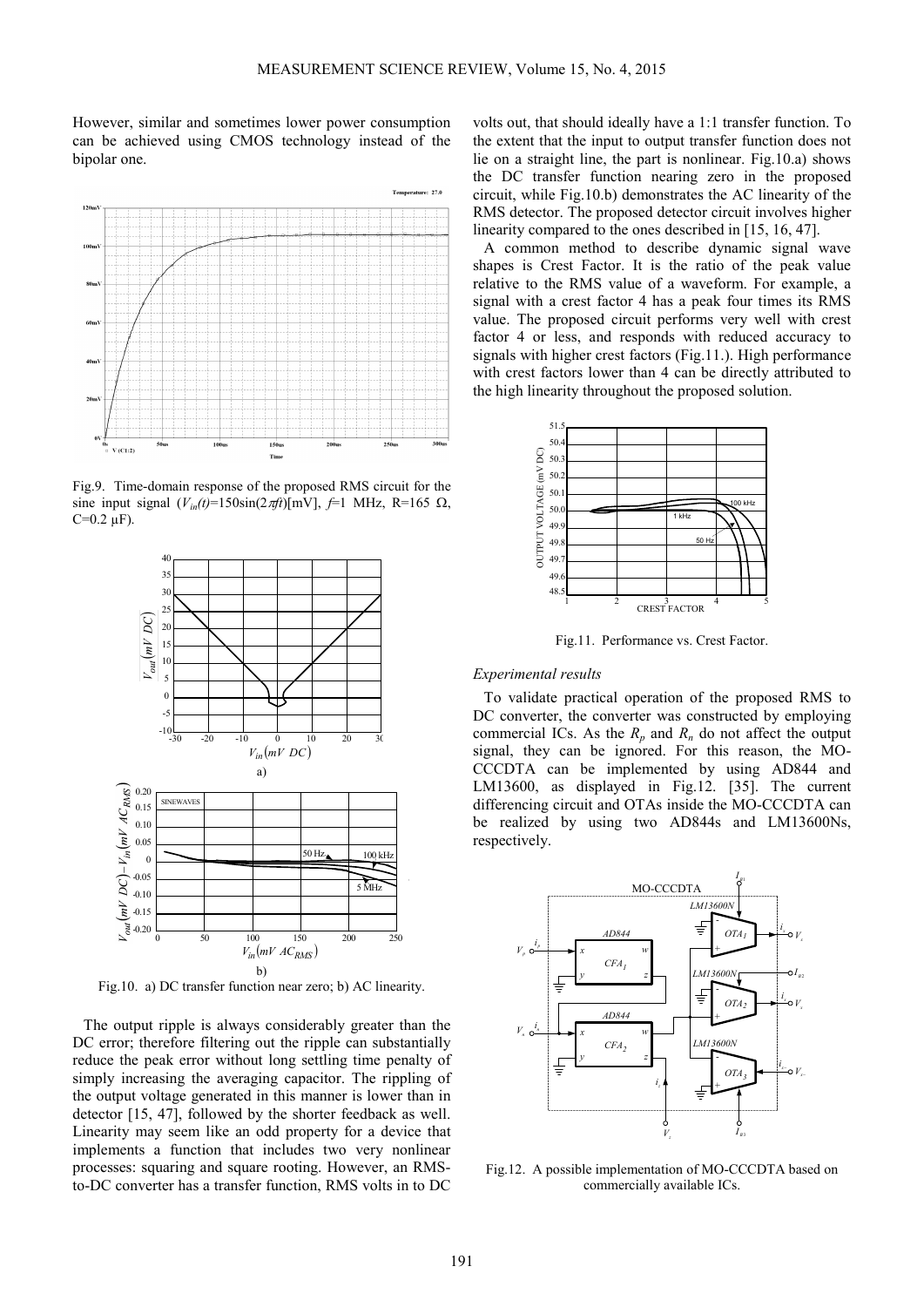However, similar and sometimes lower power consumption can be achieved using CMOS technology instead of the bipolar one.

Fig.9. Time-domain response of the proposed RMS circuit for the sine input signal ($V_{in}(t)$=150sin(2$\pi ft$)[mV], $f$=1 MHz, R=165 Ω, C=0.2 μF).

Fig.10. a) DC transfer function near zero; b) AC linearity.

The output ripple is always considerably greater than the DC error; therefore filtering out the ripple can substantially reduce the peak error without long settling time penalty of simply increasing the averaging capacitor. The rippling of the output voltage generated in this manner is lower than in detector [15, 47], followed by the shorter feedback as well. Linearity may seem like an odd property for a device that implements a function that includes two very nonlinear processes: squaring and square rooting. However, an RMS-to-DC converter has a transfer function, RMS volts in to DC volts out, that should ideally have a 1:1 transfer function. To the extent that the input to output transfer function does not lie on a straight line, the part is nonlinear. Fig.10.a) shows the DC transfer function nearing zero in the proposed circuit, while Fig.10.b) demonstrates the AC linearity of the RMS detector. The proposed detector circuit involves higher linearity compared to the ones described in [15, 16, 47].

A common method to describe dynamic signal wave shapes is Crest Factor. It is the ratio of the peak value relative to the RMS value of a waveform. For example, a signal with a crest factor 4 has a peak four times its RMS value. The proposed circuit performs very well with crest factor 4 or less, and responds with reduced accuracy to signals with higher crest factors (Fig.11.). High performance with crest factors lower than 4 can be directly attributed to the high linearity throughout the proposed solution.

Fig.11. Performance vs. Crest Factor.

*Experimental results*

To validate practical operation of the proposed RMS to DC converter, the converter was constructed by employing commercial ICs. As the $R_p$ and $R_n$ do not affect the output signal, they can be ignored. For this reason, the MO-CCCDTA can be implemented by using AD844 and LM13600, as displayed in Fig.12. [35]. The current differencing circuit and OTAs inside the MO-CCCDTA can be realized by using two AD844s and LM13600Ns, respectively.

Fig.12. A possible implementation of MO-CCCDTA based on commercially available ICs.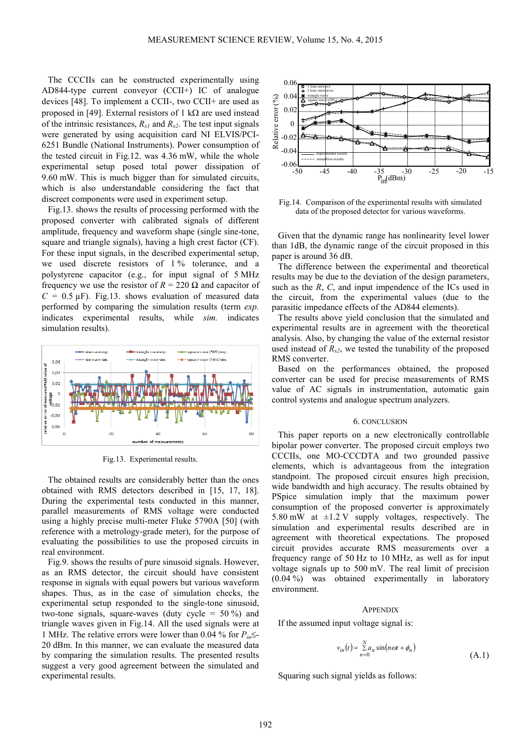The CCCIIs can be constructed experimentally using AD844-type current conveyor (CCII+) IC of analogue devices [48]. To implement a CCII-, two CCII+ are used as proposed in [49]. External resistors of 1 kΩ are used instead of the intrinsic resistances, $R_{x1}$ and $R_{x2}$. The test input signals were generated by using acquisition card NI ELVIS/PCI-6251 Bundle (National Instruments). Power consumption of the tested circuit in Fig.12. was 4.36 mW, while the whole experimental setup posed total power dissipation of 9.60 mW. This is much bigger than for simulated circuits, which is also understandable considering the fact that discreet components were used in experiment setup.

Fig.13. shows the results of processing performed with the proposed converter with calibrated signals of different amplitude, frequency and waveform shape (single sine-tone, square and triangle signals), having a high crest factor (CF). For these input signals, in the described experimental setup, we used discrete resistors of 1 % tolerance, and a polystyrene capacitor (e.g., for input signal of 5 MHz frequency we use the resistor of $R$ = 220 Ω and capacitor of $C$ = 0.5 µF). Fig.13. shows evaluation of measured data performed by comparing the simulation results (term *exp.* indicates experimental results, while *sim.* indicates simulation results).

Fig.13. Experimental results.

The obtained results are considerably better than the ones obtained with RMS detectors described in [15, 17, 18]. During the experimental tests conducted in this manner, parallel measurements of RMS voltage were conducted using a highly precise multi-meter Fluke 5790A [50] (with reference with a metrology-grade meter), for the purpose of evaluating the possibilities to use the proposed circuits in real environment.

Fig.9. shows the results of pure sinusoid signals. However, as an RMS detector, the circuit should have consistent response in signals with equal powers but various waveform shapes. Thus, as in the case of simulation checks, the experimental setup responded to the single-tone sinusoid, two-tone signals, square-waves (duty cycle = 50 %) and triangle waves given in Fig.14. All the used signals were at 1 MHz. The relative errors were lower than 0.04 % for $P_{in}$≤-20 dBm. In this manner, we can evaluate the measured data by comparing the simulation results. The presented results suggest a very good agreement between the simulated and experimental results.

Fig.14. Comparison of the experimental results with simulated data of the proposed detector for various waveforms.

Given that the dynamic range has nonlinearity level lower than 1dB, the dynamic range of the circuit proposed in this paper is around 36 dB.

The difference between the experimental and theoretical results may be due to the deviation of the design parameters, such as the $R$, $C$, and input impendence of the ICs used in the circuit, from the experimental values (due to the parasitic impedance effects of the AD844 elements).

The results above yield conclusion that the simulated and experimental results are in agreement with the theoretical analysis. Also, by changing the value of the external resistor used instead of $R_{x2}$, we tested the tunability of the proposed RMS converter.

Based on the performances obtained, the proposed converter can be used for precise measurements of RMS value of AC signals in instrumentation, automatic gain control systems and analogue spectrum analyzers.

## 6. Conclusion

This paper reports on a new electronically controllable bipolar power converter. The proposed circuit employs two CCCIIs, one MO-CCCDTA and two grounded passive elements, which is advantageous from the integration standpoint. The proposed circuit ensures high precision, wide bandwidth and high accuracy. The results obtained by PSpice simulation imply that the maximum power consumption of the proposed converter is approximately 5.80 mW at ±1.2 V supply voltages, respectively. The simulation and experimental results described are in agreement with theoretical expectations. The proposed circuit provides accurate RMS measurements over a frequency range of 50 Hz to 10 MHz, as well as for input voltage signals up to 500 mV. The real limit of precision (0.04 %) was obtained experimentally in laboratory environment.

## Appendix

If the assumed input voltage signal is:

$$v_{in}(t) = \sum_{n=0}^{N} a_n \sin(n\omega t + \phi_n) \tag{A.1}$$

Squaring such signal yields as follows: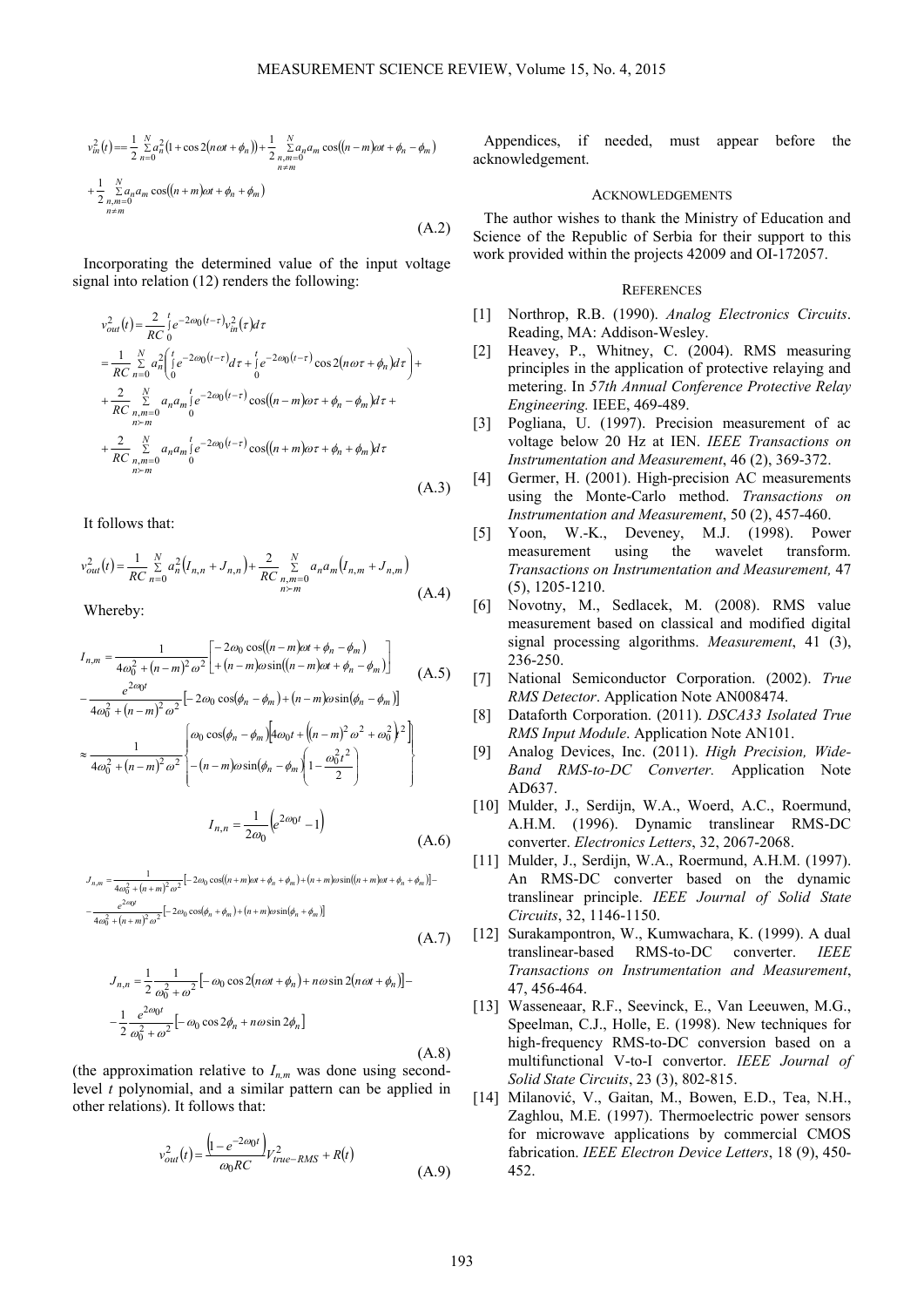$$v_{in}^2(t) = \frac{1}{2}\sum_{n=0}^{N} a_n^2\left(1+\cos 2(n\omega t+\phi_n)\right) + \frac{1}{2}\sum_{\substack{n,m=0\\ n\neq m}}^{N} a_n a_m \cos\left((n-m)\omega t+\phi_n-\phi_m\right)$$
$$+\frac{1}{2}\sum_{\substack{n,m=0\\ n\neq m}}^{N} a_n a_m \cos\left((n+m)\omega t+\phi_n+\phi_m\right) \tag{A.2}$$

Incorporating the determined value of the input voltage signal into relation (12) renders the following:

$$v_{out}^2(t) = \frac{2}{RC}\int_0^t e^{-2\omega_0(t-\tau)} v_{in}^2(\tau)d\tau$$
$$= \frac{1}{RC}\sum_{n=0}^{N} a_n^2\left(\int_0^t e^{-2\omega_0(t-\tau)}d\tau + \int_0^t e^{-2\omega_0(t-\tau)}\cos 2(n\omega\tau+\phi_n)d\tau\right)+$$
$$+\frac{2}{RC}\sum_{\substack{n,m=0\\ n\succ m}}^{N} a_n a_m \int_0^t e^{-2\omega_0(t-\tau)}\cos\left((n-m)\omega\tau+\phi_n-\phi_m\right)d\tau+$$
$$+\frac{2}{RC}\sum_{\substack{n,m=0\\ n\succ m}}^{N} a_n a_m \int_0^t e^{-2\omega_0(t-\tau)}\cos\left((n+m)\omega\tau+\phi_n+\phi_m\right)d\tau \tag{A.3}$$

It follows that:

$$v_{out}^2(t) = \frac{1}{RC}\sum_{n=0}^{N} a_n^2\left(I_{n,n}+J_{n,n}\right) + \frac{2}{RC}\sum_{\substack{n,m=0\\ n\succ m}}^{N} a_n a_m\left(I_{n,m}+J_{n,m}\right) \tag{A.4}$$

Whereby:

$$I_{n,m} = \frac{1}{4\omega_0^2+(n-m)^2\omega^2}\begin{bmatrix}-2\omega_0\cos\left((n-m)\omega t+\phi_n-\phi_m\right)\\ +(n-m)\omega\sin\left((n-m)\omega t+\phi_n-\phi_m\right)\end{bmatrix}$$
$$-\frac{e^{2\omega_0 t}}{4\omega_0^2+(n-m)^2\omega^2}\left[-2\omega_0\cos(\phi_n-\phi_m)+(n-m)\omega\sin(\phi_n-\phi_m)\right] \tag{A.5}$$
$$\approx \frac{1}{4\omega_0^2+(n-m)^2\omega^2}\begin{Bmatrix}\omega_0\cos(\phi_n-\phi_m)\left[4\omega_0 t+\left((n-m)^2\omega^2+\omega_0^2\right)t^2\right]\\ -(n-m)\omega\sin(\phi_n-\phi_m)\left(1-\dfrac{\omega_0^2 t^2}{2}\right)\end{Bmatrix}$$

$$I_{n,n} = \frac{1}{2\omega_0}\left(e^{2\omega_0 t}-1\right) \tag{A.6}$$

$$J_{n,m} = \frac{1}{4\omega_0^2+(n+m)^2\omega^2}\left[-2\omega_0\cos\left((n+m)\omega t+\phi_n+\phi_m\right)+(n+m)\omega\sin\left((n+m)\omega t+\phi_n+\phi_m\right)\right]-$$
$$-\frac{e^{2\omega_0 t}}{4\omega_0^2+(n+m)^2\omega^2}\left[-2\omega_0\cos(\phi_n+\phi_m)+(n+m)\omega\sin(\phi_n+\phi_m)\right] \tag{A.7}$$

$$J_{n,n} = \frac{1}{2}\frac{1}{\omega_0^2+\omega^2}\left[-\omega_0\cos 2(n\omega t+\phi_n)+n\omega\sin 2(n\omega t+\phi_n)\right]-$$
$$-\frac{1}{2}\frac{e^{2\omega_0 t}}{\omega_0^2+\omega^2}\left[-\omega_0\cos 2\phi_n+n\omega\sin 2\phi_n\right] \tag{A.8}$$

(the approximation relative to $I_{n,m}$ was done using second-level $t$ polynomial, and a similar pattern can be applied in other relations). It follows that:

$$v_{out}^2(t) = \frac{\left(1-e^{-2\omega_0 t}\right)}{\omega_0 RC}V_{true-RMS}^2 + R(t) \tag{A.9}$$

Appendices, if needed, must appear before the acknowledgement.

## ACKNOWLEDGEMENTS

The author wishes to thank the Ministry of Education and Science of the Republic of Serbia for their support to this work provided within the projects 42009 and OI-172057.

## REFERENCES

[1] Northrop, R.B. (1990). *Analog Electronics Circuits*. Reading, MA: Addison-Wesley.

[2] Heavey, P., Whitney, C. (2004). RMS measuring principles in the application of protective relaying and metering. In *57th Annual Conference Protective Relay Engineering.* IEEE, 469-489.

[3] Pogliana, U. (1997). Precision measurement of ac voltage below 20 Hz at IEN. *IEEE Transactions on Instrumentation and Measurement*, 46 (2), 369-372.

[4] Germer, H. (2001). High-precision AC measurements using the Monte-Carlo method. *Transactions on Instrumentation and Measurement*, 50 (2), 457-460.

[5] Yoon, W.-K., Deveney, M.J. (1998). Power measurement using the wavelet transform. *Transactions on Instrumentation and Measurement,* 47 (5), 1205-1210.

[6] Novotny, M., Sedlacek, M. (2008). RMS value measurement based on classical and modified digital signal processing algorithms. *Measurement*, 41 (3), 236-250.

[7] National Semiconductor Corporation. (2002). *True RMS Detector*. Application Note AN008474.

[8] Dataforth Corporation. (2011). *DSCA33 Isolated True RMS Input Module*. Application Note AN101.

[9] Analog Devices, Inc. (2011). *High Precision, Wide-Band RMS-to-DC Converter.* Application Note AD637.

[10] Mulder, J., Serdijn, W.A., Woerd, A.C., Roermund, A.H.M. (1996). Dynamic translinear RMS-DC converter. *Electronics Letters*, 32, 2067-2068.

[11] Mulder, J., Serdijn, W.A., Roermund, A.H.M. (1997). An RMS-DC converter based on the dynamic translinear principle. *IEEE Journal of Solid State Circuits*, 32, 1146-1150.

[12] Surakampontron, W., Kumwachara, K. (1999). A dual translinear-based RMS-to-DC converter. *IEEE Transactions on Instrumentation and Measurement*, 47, 456-464.

[13] Wasseneaar, R.F., Seevinck, E., Van Leeuwen, M.G., Speelman, C.J., Holle, E. (1998). New techniques for high-frequency RMS-to-DC conversion based on a multifunctional V-to-I convertor. *IEEE Journal of Solid State Circuits*, 23 (3), 802-815.

[14] Milanović, V., Gaitan, M., Bowen, E.D., Tea, N.H., Zaghlou, M.E. (1997). Thermoelectric power sensors for microwave applications by commercial CMOS fabrication. *IEEE Electron Device Letters*, 18 (9), 450-452.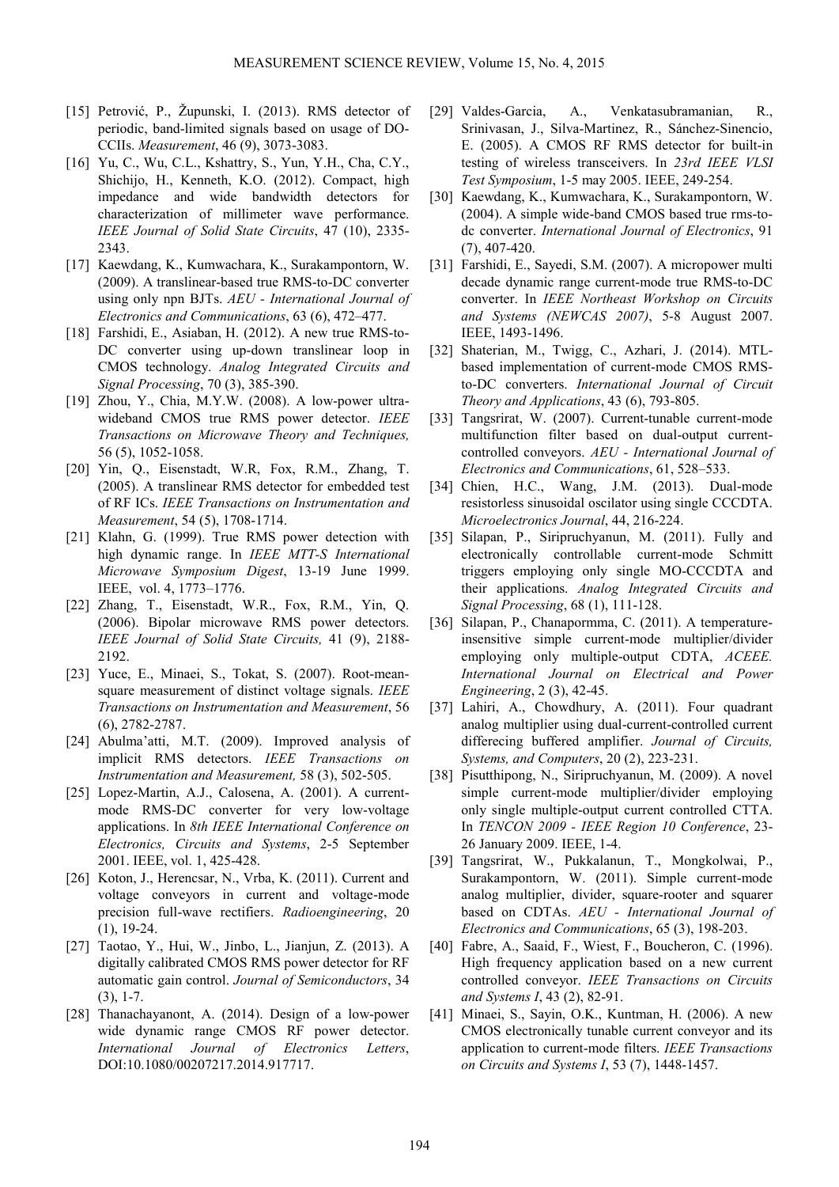[15] Petrović, P., Župunski, I. (2013). RMS detector of periodic, band-limited signals based on usage of DO-CCIIs. *Measurement*, 46 (9), 3073-3083.

[16] Yu, C., Wu, C.L., Kshattry, S., Yun, Y.H., Cha, C.Y., Shichijo, H., Kenneth, K.O. (2012). Compact, high impedance and wide bandwidth detectors for characterization of millimeter wave performance. *IEEE Journal of Solid State Circuits*, 47 (10), 2335-2343.

[17] Kaewdang, K., Kumwachara, K., Surakampontorn, W. (2009). A translinear-based true RMS-to-DC converter using only npn BJTs. *AEU - International Journal of Electronics and Communications*, 63 (6), 472–477.

[18] Farshidi, E., Asiaban, H. (2012). A new true RMS-to-DC converter using up-down translinear loop in CMOS technology. *Analog Integrated Circuits and Signal Processing*, 70 (3), 385-390.

[19] Zhou, Y., Chia, M.Y.W. (2008). A low-power ultra-wideband CMOS true RMS power detector. *IEEE Transactions on Microwave Theory and Techniques,* 56 (5), 1052-1058.

[20] Yin, Q., Eisenstadt, W.R, Fox, R.M., Zhang, T. (2005). A translinear RMS detector for embedded test of RF ICs. *IEEE Transactions on Instrumentation and Measurement*, 54 (5), 1708-1714.

[21] Klahn, G. (1999). True RMS power detection with high dynamic range. In *IEEE MTT-S International Microwave Symposium Digest*, 13-19 June 1999. IEEE, vol. 4, 1773–1776.

[22] Zhang, T., Eisenstadt, W.R., Fox, R.M., Yin, Q. (2006). Bipolar microwave RMS power detectors. *IEEE Journal of Solid State Circuits,* 41 (9), 2188-2192.

[23] Yuce, E., Minaei, S., Tokat, S. (2007). Root-mean-square measurement of distinct voltage signals. *IEEE Transactions on Instrumentation and Measurement*, 56 (6), 2782-2787.

[24] Abulma'atti, M.T. (2009). Improved analysis of implicit RMS detectors. *IEEE Transactions on Instrumentation and Measurement,* 58 (3), 502-505.

[25] Lopez-Martin, A.J., Calosena, A. (2001). A current-mode RMS-DC converter for very low-voltage applications. In *8th IEEE International Conference on Electronics, Circuits and Systems*, 2-5 September 2001. IEEE, vol. 1, 425-428.

[26] Koton, J., Herencsar, N., Vrba, K. (2011). Current and voltage conveyors in current and voltage-mode precision full-wave rectifiers. *Radioengineering*, 20 (1), 19-24.

[27] Taotao, Y., Hui, W., Jinbo, L., Jianjun, Z. (2013). A digitally calibrated CMOS RMS power detector for RF automatic gain control. *Journal of Semiconductors*, 34 (3), 1-7.

[28] Thanachayanont, A. (2014). Design of a low-power wide dynamic range CMOS RF power detector. *International Journal of Electronics Letters*, DOI:10.1080/00207217.2014.917717.

[29] Valdes-Garcia, A., Venkatasubramanian, R., Srinivasan, J., Silva-Martinez, R., Sánchez-Sinencio, E. (2005). A CMOS RF RMS detector for built-in testing of wireless transceivers. In *23rd IEEE VLSI Test Symposium*, 1-5 may 2005. IEEE, 249-254.

[30] Kaewdang, K., Kumwachara, K., Surakampontorn, W. (2004). A simple wide-band CMOS based true rms-to-dc converter. *International Journal of Electronics*, 91 (7), 407-420.

[31] Farshidi, E., Sayedi, S.M. (2007). A micropower multi decade dynamic range current-mode true RMS-to-DC converter. In *IEEE Northeast Workshop on Circuits and Systems (NEWCAS 2007)*, 5-8 August 2007. IEEE, 1493-1496.

[32] Shaterian, M., Twigg, C., Azhari, J. (2014). MTL-based implementation of current-mode CMOS RMS-to-DC converters. *International Journal of Circuit Theory and Applications*, 43 (6), 793-805.

[33] Tangsrirat, W. (2007). Current-tunable current-mode multifunction filter based on dual-output current-controlled conveyors. *AEU - International Journal of Electronics and Communications*, 61, 528–533.

[34] Chien, H.C., Wang, J.M. (2013). Dual-mode resistorless sinusoidal oscilator using single CCCDTA. *Microelectronics Journal*, 44, 216-224.

[35] Silapan, P., Siripruchyanun, M. (2011). Fully and electronically controllable current-mode Schmitt triggers employing only single MO-CCCDTA and their applications. *Analog Integrated Circuits and Signal Processing*, 68 (1), 111-128.

[36] Silapan, P., Chanapormma, C. (2011). A temperature-insensitive simple current-mode multiplier/divider employing only multiple-output CDTA, *ACEEE. International Journal on Electrical and Power Engineering*, 2 (3), 42-45.

[37] Lahiri, A., Chowdhury, A. (2011). Four quadrant analog multiplier using dual-current-controlled current differecing buffered amplifier. *Journal of Circuits, Systems, and Computers*, 20 (2), 223-231.

[38] Pisutthipong, N., Siripruchyanun, M. (2009). A novel simple current-mode multiplier/divider employing only single multiple-output current controlled CTTA. In *TENCON 2009 - IEEE Region 10 Conference*, 23-26 January 2009. IEEE, 1-4.

[39] Tangsrirat, W., Pukkalanun, T., Mongkolwai, P., Surakampontorn, W. (2011). Simple current-mode analog multiplier, divider, square-rooter and squarer based on CDTAs. *AEU - International Journal of Electronics and Communications*, 65 (3), 198-203.

[40] Fabre, A., Saaid, F., Wiest, F., Boucheron, C. (1996). High frequency application based on a new current controlled conveyor. *IEEE Transactions on Circuits and Systems I*, 43 (2), 82-91.

[41] Minaei, S., Sayin, O.K., Kuntman, H. (2006). A new CMOS electronically tunable current conveyor and its application to current-mode filters. *IEEE Transactions on Circuits and Systems I*, 53 (7), 1448-1457.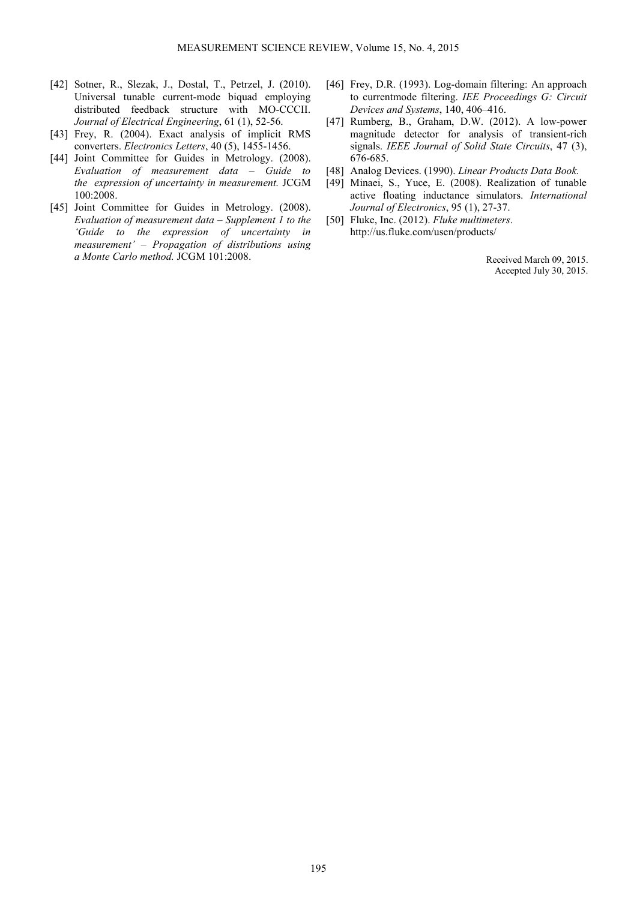[42] Sotner, R., Slezak, J., Dostal, T., Petrzel, J. (2010). Universal tunable current-mode biquad employing distributed feedback structure with MO-CCCII. *Journal of Electrical Engineering*, 61 (1), 52-56.

[43] Frey, R. (2004). Exact analysis of implicit RMS converters. *Electronics Letters*, 40 (5), 1455-1456.

[44] Joint Committee for Guides in Metrology. (2008). *Evaluation of measurement data – Guide to the expression of uncertainty in measurement.* JCGM 100:2008.

[45] Joint Committee for Guides in Metrology. (2008). *Evaluation of measurement data – Supplement 1 to the 'Guide to the expression of uncertainty in measurement' – Propagation of distributions using a Monte Carlo method.* JCGM 101:2008.

[46] Frey, D.R. (1993). Log-domain filtering: An approach to currentmode filtering. *IEE Proceedings G: Circuit Devices and Systems*, 140, 406–416.

[47] Rumberg, B., Graham, D.W. (2012). A low-power magnitude detector for analysis of transient-rich signals. *IEEE Journal of Solid State Circuits*, 47 (3), 676-685.

[48] Analog Devices. (1990). *Linear Products Data Book.*

[49] Minaei, S., Yuce, E. (2008). Realization of tunable active floating inductance simulators. *International Journal of Electronics*, 95 (1), 27-37.

[50] Fluke, Inc. (2012). *Fluke multimeters*. http://us.fluke.com/usen/products/

Received March 09, 2015.
Accepted July 30, 2015.